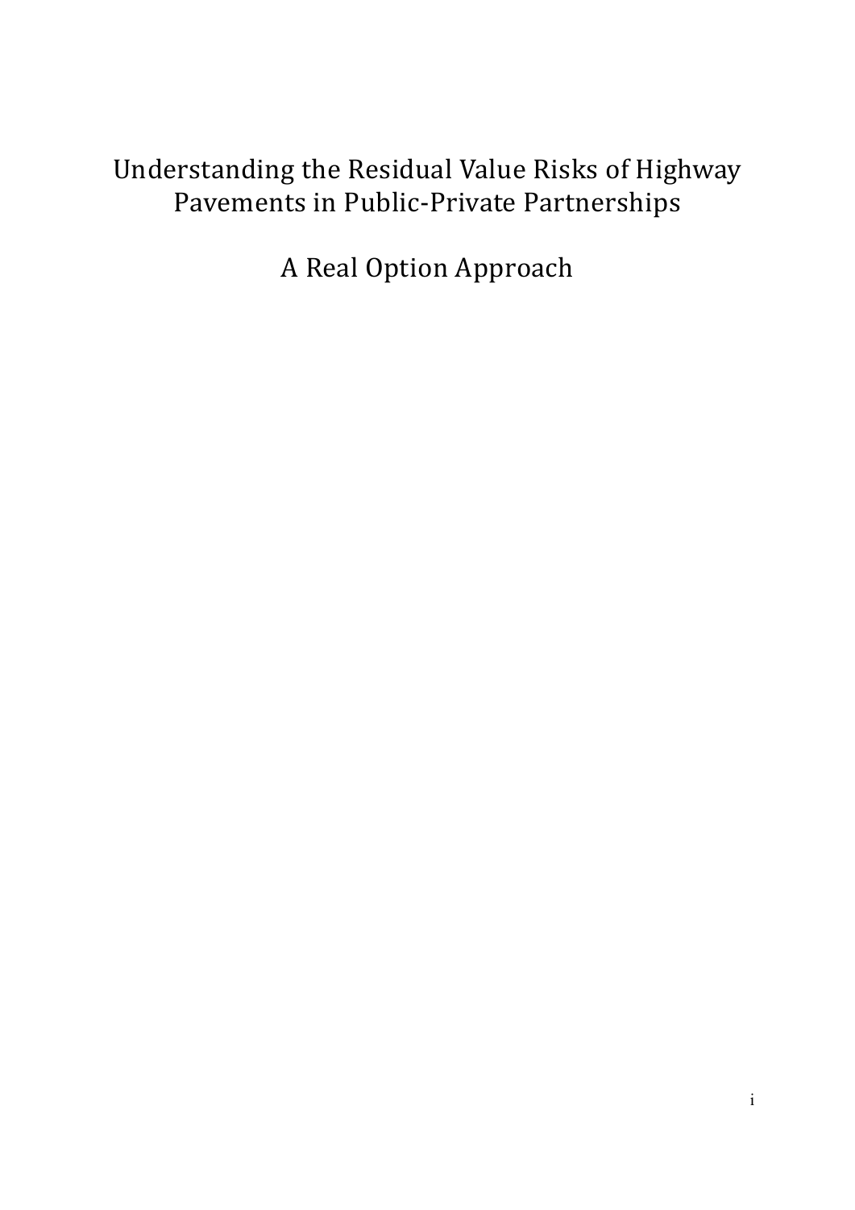# Understanding the Residual Value Risks of Highway Pavements in Public-Private Partnerships

## A Real Option Approach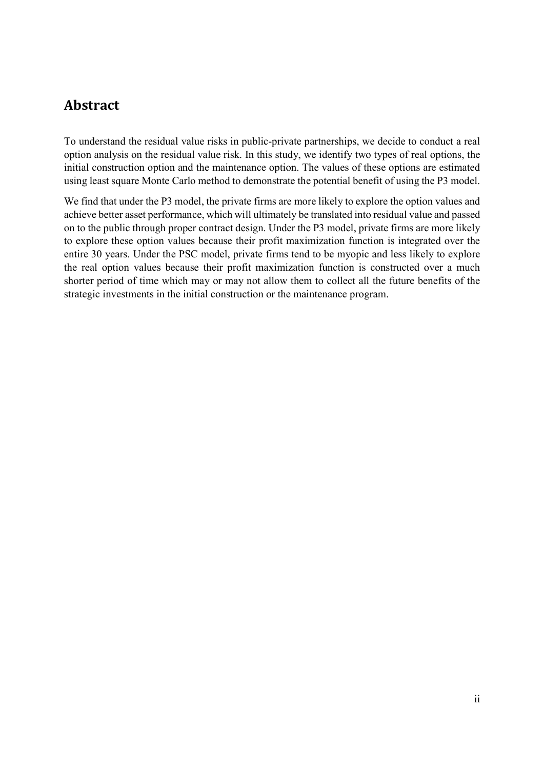## Abstract

To understand the residual value risks in public-private partnerships, we decide to conduct a real option analysis on the residual value risk. In this study, we identify two types of real options, the initial construction option and the maintenance option. The values of these options are estimated using least square Monte Carlo method to demonstrate the potential benefit of using the P3 model.

We find that under the P3 model, the private firms are more likely to explore the option values and achieve better asset performance, which will ultimately be translated into residual value and passed on to the public through proper contract design. Under the P3 model, private firms are more likely to explore these option values because their profit maximization function is integrated over the entire 30 years. Under the PSC model, private firms tend to be myopic and less likely to explore the real option values because their profit maximization function is constructed over a much shorter period of time which may or may not allow them to collect all the future benefits of the strategic investments in the initial construction or the maintenance program.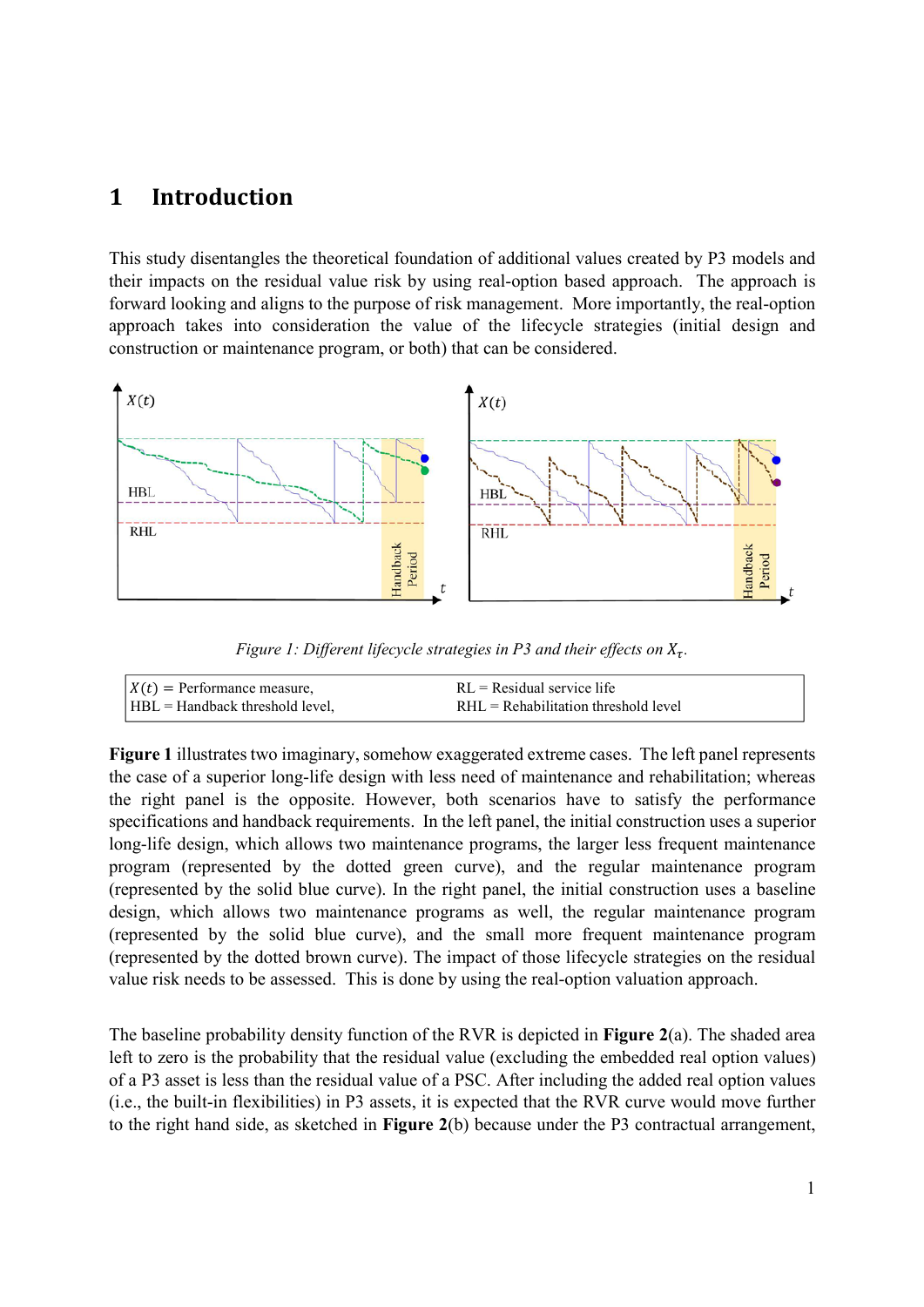# 1 Introduction

This study disentangles the theoretical foundation of additional values created by P3 models and their impacts on the residual value risk by using real-option based approach. The approach is forward looking and aligns to the purpose of risk management. More importantly, the real-option approach takes into consideration the value of the lifecycle strategies (initial design and construction or maintenance program, or both) that can be considered.

$X(t)$

HBL

RHL

Handback Period

$t$

$X(t)$

HBL

RHL

Handback Period

$t$

*Figure 1: Different lifecycle strategies in P3 and their effects on $X_\tau$.*

| | |
|---|---|
| $X(t)$ = Performance measure, | RL = Residual service life |
| HBL = Handback threshold level, | RHL = Rehabilitation threshold level |

**Figure 1** illustrates two imaginary, somehow exaggerated extreme cases. The left panel represents the case of a superior long-life design with less need of maintenance and rehabilitation; whereas the right panel is the opposite. However, both scenarios have to satisfy the performance specifications and handback requirements. In the left panel, the initial construction uses a superior long-life design, which allows two maintenance programs, the larger less frequent maintenance program (represented by the dotted green curve), and the regular maintenance program (represented by the solid blue curve). In the right panel, the initial construction uses a baseline design, which allows two maintenance programs as well, the regular maintenance program (represented by the solid blue curve), and the small more frequent maintenance program (represented by the dotted brown curve). The impact of those lifecycle strategies on the residual value risk needs to be assessed. This is done by using the real-option valuation approach.

The baseline probability density function of the RVR is depicted in **Figure 2**(a). The shaded area left to zero is the probability that the residual value (excluding the embedded real option values) of a P3 asset is less than the residual value of a PSC. After including the added real option values (i.e., the built-in flexibilities) in P3 assets, it is expected that the RVR curve would move further to the right hand side, as sketched in **Figure 2**(b) because under the P3 contractual arrangement,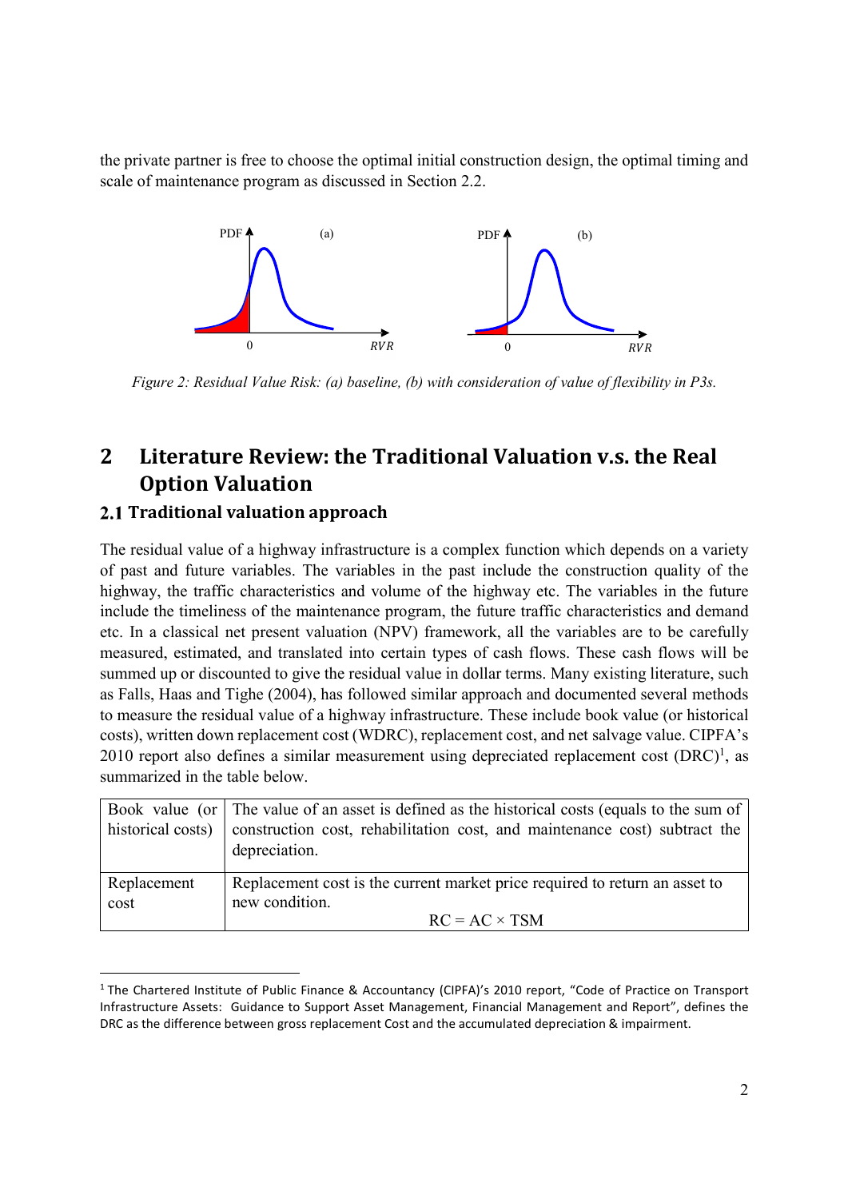the private partner is free to choose the optimal initial construction design, the optimal timing and scale of maintenance program as discussed in Section 2.2.

PDF
(a)
0
RVR

PDF
(b)
0
RVR

*Figure 2: Residual Value Risk: (a) baseline, (b) with consideration of value of flexibility in P3s.*

# 2 Literature Review: the Traditional Valuation v.s. the Real Option Valuation

## 2.1 Traditional valuation approach

The residual value of a highway infrastructure is a complex function which depends on a variety of past and future variables. The variables in the past include the construction quality of the highway, the traffic characteristics and volume of the highway etc. The variables in the future include the timeliness of the maintenance program, the future traffic characteristics and demand etc. In a classical net present valuation (NPV) framework, all the variables are to be carefully measured, estimated, and translated into certain types of cash flows. These cash flows will be summed up or discounted to give the residual value in dollar terms. Many existing literature, such as Falls, Haas and Tighe (2004), has followed similar approach and documented several methods to measure the residual value of a highway infrastructure. These include book value (or historical costs), written down replacement cost (WDRC), replacement cost, and net salvage value. CIPFA's 2010 report also defines a similar measurement using depreciated replacement cost (DRC)[1], as summarized in the table below.

| | |
|---|---|
| Book value (or historical costs) | The value of an asset is defined as the historical costs (equals to the sum of construction cost, rehabilitation cost, and maintenance cost) subtract the depreciation. |
| Replacement cost | Replacement cost is the current market price required to return an asset to new condition. $$\text{RC} = \text{AC} \times \text{TSM}$$ |

[1] The Chartered Institute of Public Finance & Accountancy (CIPFA)'s 2010 report, "Code of Practice on Transport Infrastructure Assets: Guidance to Support Asset Management, Financial Management and Report", defines the DRC as the difference between gross replacement Cost and the accumulated depreciation & impairment.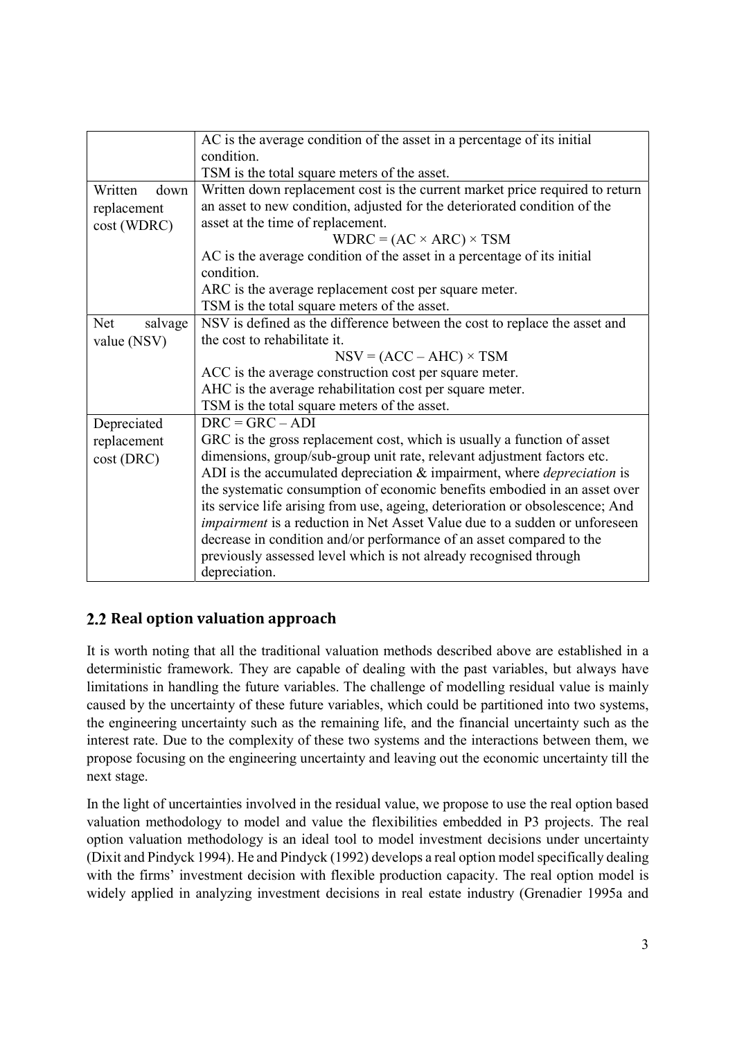| | |
|---|---|
| | AC is the average condition of the asset in a percentage of its initial condition.<br>TSM is the total square meters of the asset. |
| Written down replacement cost (WDRC) | Written down replacement cost is the current market price required to return an asset to new condition, adjusted for the deteriorated condition of the asset at the time of replacement.<br>$WDRC = (AC \times ARC) \times TSM$<br>AC is the average condition of the asset in a percentage of its initial condition.<br>ARC is the average replacement cost per square meter.<br>TSM is the total square meters of the asset. |
| Net salvage value (NSV) | NSV is defined as the difference between the cost to replace the asset and the cost to rehabilitate it.<br>$NSV = (ACC - AHC) \times TSM$<br>ACC is the average construction cost per square meter.<br>AHC is the average rehabilitation cost per square meter.<br>TSM is the total square meters of the asset. |
| Depreciated replacement cost (DRC) | $DRC = GRC - ADI$<br>GRC is the gross replacement cost, which is usually a function of asset dimensions, group/sub-group unit rate, relevant adjustment factors etc.<br>ADI is the accumulated depreciation & impairment, where *depreciation* is the systematic consumption of economic benefits embodied in an asset over its service life arising from use, ageing, deterioration or obsolescence; And *impairment* is a reduction in Net Asset Value due to a sudden or unforeseen decrease in condition and/or performance of an asset compared to the previously assessed level which is not already recognised through depreciation. |

## 2.2 Real option valuation approach

It is worth noting that all the traditional valuation methods described above are established in a deterministic framework. They are capable of dealing with the past variables, but always have limitations in handling the future variables. The challenge of modelling residual value is mainly caused by the uncertainty of these future variables, which could be partitioned into two systems, the engineering uncertainty such as the remaining life, and the financial uncertainty such as the interest rate. Due to the complexity of these two systems and the interactions between them, we propose focusing on the engineering uncertainty and leaving out the economic uncertainty till the next stage.

In the light of uncertainties involved in the residual value, we propose to use the real option based valuation methodology to model and value the flexibilities embedded in P3 projects. The real option valuation methodology is an ideal tool to model investment decisions under uncertainty (Dixit and Pindyck 1994). He and Pindyck (1992) develops a real option model specifically dealing with the firms' investment decision with flexible production capacity. The real option model is widely applied in analyzing investment decisions in real estate industry (Grenadier 1995a and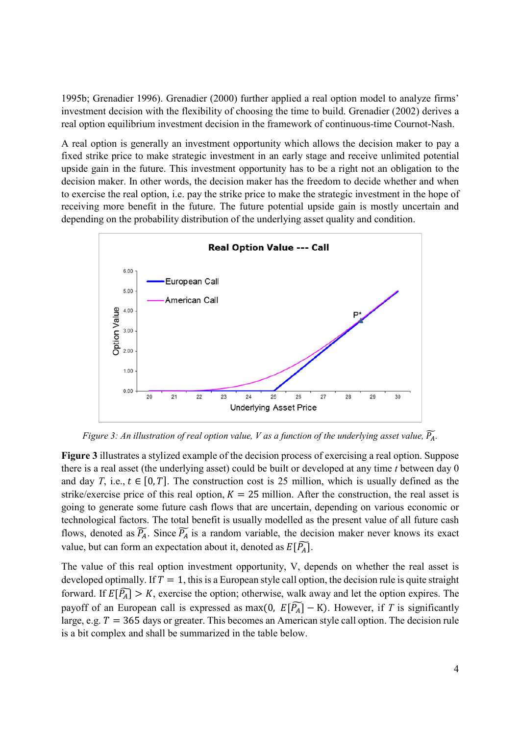1995b; Grenadier 1996). Grenadier (2000) further applied a real option model to analyze firms' investment decision with the flexibility of choosing the time to build. Grenadier (2002) derives a real option equilibrium investment decision in the framework of continuous-time Cournot-Nash.

A real option is generally an investment opportunity which allows the decision maker to pay a fixed strike price to make strategic investment in an early stage and receive unlimited potential upside gain in the future. This investment opportunity has to be a right not an obligation to the decision maker. In other words, the decision maker has the freedom to decide whether and when to exercise the real option, i.e. pay the strike price to make the strategic investment in the hope of receiving more benefit in the future. The future potential upside gain is mostly uncertain and depending on the probability distribution of the underlying asset quality and condition.

Real Option Value --- Call

European Call

American Call

P*

Option Value

6.00
5.00
4.00
3.00
2.00
1.00
0.00

20 21 22 23 24 25 26 27 28 29 30

Underlying Asset Price

*Figure 3: An illustration of real option value, V as a function of the underlying asset value,* $\widetilde{P_A}$.

**Figure 3** illustrates a stylized example of the decision process of exercising a real option. Suppose there is a real asset (the underlying asset) could be built or developed at any time $t$ between day 0 and day $T$, i.e., $t \in [0, T]$. The construction cost is 25 million, which is usually defined as the strike/exercise price of this real option, $K = 25$ million. After the construction, the real asset is going to generate some future cash flows that are uncertain, depending on various economic or technological factors. The total benefit is usually modelled as the present value of all future cash flows, denoted as $\widetilde{P_A}$. Since $\widetilde{P_A}$ is a random variable, the decision maker never knows its exact value, but can form an expectation about it, denoted as $E[\widetilde{P_A}]$.

The value of this real option investment opportunity, V, depends on whether the real asset is developed optimally. If $T = 1$, this is a European style call option, the decision rule is quite straight forward. If $E[\widetilde{P_A}] > K$, exercise the option; otherwise, walk away and let the option expires. The payoff of an European call is expressed as $\max(0,\ E[\widetilde{P_A}] - \mathrm{K})$. However, if $T$ is significantly large, e.g. $T = 365$ days or greater. This becomes an American style call option. The decision rule is a bit complex and shall be summarized in the table below.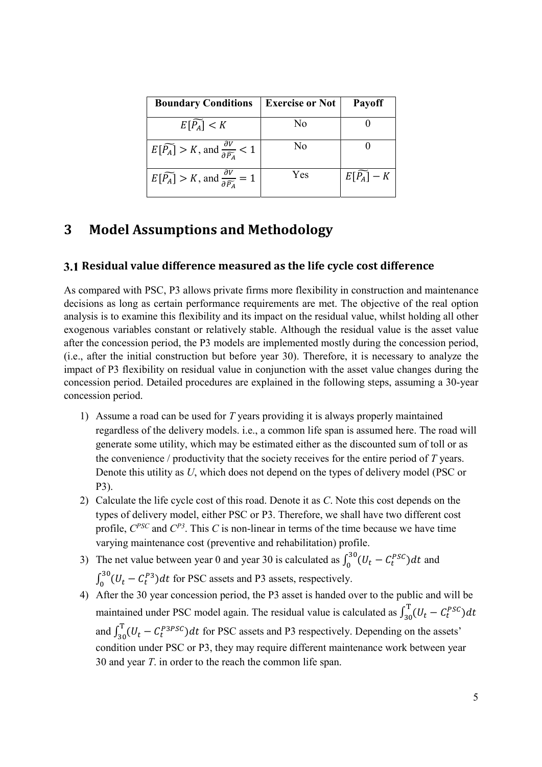| Boundary Conditions | Exercise or Not | Payoff |
| --- | --- | --- |
| $E[\widetilde{P_A}] < K$ | No | 0 |
| $E[\widetilde{P_A}] > K$, and $\frac{\partial V}{\partial \widetilde{P_A}} < 1$ | No | 0 |
| $E[\widetilde{P_A}] > K$, and $\frac{\partial V}{\partial \widetilde{P_A}} = 1$ | Yes | $E[\widetilde{P_A}] - K$ |

# 3 Model Assumptions and Methodology

## 3.1 Residual value difference measured as the life cycle cost difference

As compared with PSC, P3 allows private firms more flexibility in construction and maintenance decisions as long as certain performance requirements are met. The objective of the real option analysis is to examine this flexibility and its impact on the residual value, whilst holding all other exogenous variables constant or relatively stable. Although the residual value is the asset value after the concession period, the P3 models are implemented mostly during the concession period, (i.e., after the initial construction but before year 30). Therefore, it is necessary to analyze the impact of P3 flexibility on residual value in conjunction with the asset value changes during the concession period. Detailed procedures are explained in the following steps, assuming a 30-year concession period.

1) Assume a road can be used for *T* years providing it is always properly maintained regardless of the delivery models. i.e., a common life span is assumed here. The road will generate some utility, which may be estimated either as the discounted sum of toll or as the convenience / productivity that the society receives for the entire period of *T* years. Denote this utility as *U*, which does not depend on the types of delivery model (PSC or P3).
2) Calculate the life cycle cost of this road. Denote it as *C*. Note this cost depends on the types of delivery model, either PSC or P3. Therefore, we shall have two different cost profile, $C^{PSC}$ and $C^{P3}$. This *C* is non-linear in terms of the time because we have time varying maintenance cost (preventive and rehabilitation) profile.
3) The net value between year 0 and year 30 is calculated as $\int_0^{30}(U_t - C_t^{PSC})dt$ and $\int_0^{30}(U_t - C_t^{P3})dt$ for PSC assets and P3 assets, respectively.
4) After the 30 year concession period, the P3 asset is handed over to the public and will be maintained under PSC model again. The residual value is calculated as $\int_{30}^{T}(U_t - C_t^{PSC})dt$ and $\int_{30}^{T}(U_t - C_t^{P3PSC})dt$ for PSC assets and P3 respectively. Depending on the assets' condition under PSC or P3, they may require different maintenance work between year 30 and year *T*. in order to the reach the common life span.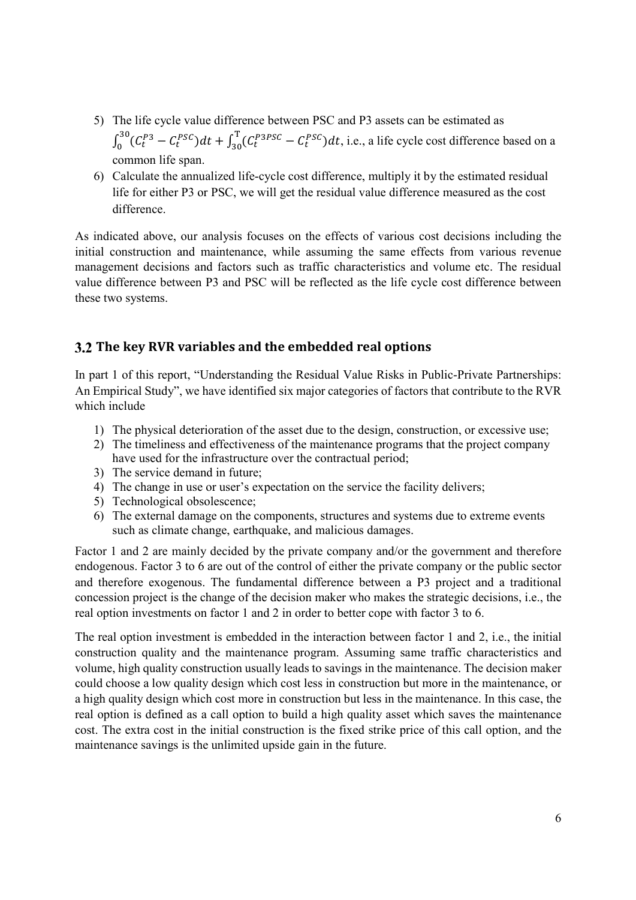5) The life cycle value difference between PSC and P3 assets can be estimated as $\int_0^{30}(C_t^{P3} - C_t^{PSC})dt + \int_{30}^{T}(C_t^{P3PSC} - C_t^{PSC})dt$, i.e., a life cycle cost difference based on a common life span.
6) Calculate the annualized life-cycle cost difference, multiply it by the estimated residual life for either P3 or PSC, we will get the residual value difference measured as the cost difference.

As indicated above, our analysis focuses on the effects of various cost decisions including the initial construction and maintenance, while assuming the same effects from various revenue management decisions and factors such as traffic characteristics and volume etc. The residual value difference between P3 and PSC will be reflected as the life cycle cost difference between these two systems.

## 3.2 The key RVR variables and the embedded real options

In part 1 of this report, "Understanding the Residual Value Risks in Public-Private Partnerships: An Empirical Study", we have identified six major categories of factors that contribute to the RVR which include

1) The physical deterioration of the asset due to the design, construction, or excessive use;
2) The timeliness and effectiveness of the maintenance programs that the project company have used for the infrastructure over the contractual period;
3) The service demand in future;
4) The change in use or user's expectation on the service the facility delivers;
5) Technological obsolescence;
6) The external damage on the components, structures and systems due to extreme events such as climate change, earthquake, and malicious damages.

Factor 1 and 2 are mainly decided by the private company and/or the government and therefore endogenous. Factor 3 to 6 are out of the control of either the private company or the public sector and therefore exogenous. The fundamental difference between a P3 project and a traditional concession project is the change of the decision maker who makes the strategic decisions, i.e., the real option investments on factor 1 and 2 in order to better cope with factor 3 to 6.

The real option investment is embedded in the interaction between factor 1 and 2, i.e., the initial construction quality and the maintenance program. Assuming same traffic characteristics and volume, high quality construction usually leads to savings in the maintenance. The decision maker could choose a low quality design which cost less in construction but more in the maintenance, or a high quality design which cost more in construction but less in the maintenance. In this case, the real option is defined as a call option to build a high quality asset which saves the maintenance cost. The extra cost in the initial construction is the fixed strike price of this call option, and the maintenance savings is the unlimited upside gain in the future.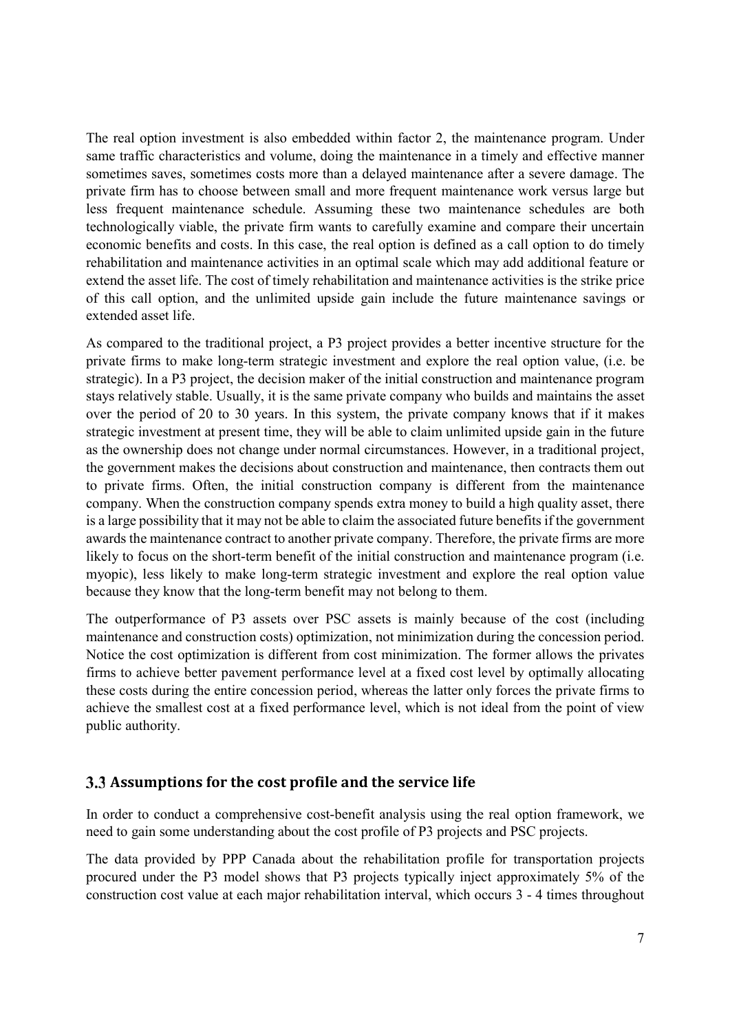The real option investment is also embedded within factor 2, the maintenance program. Under same traffic characteristics and volume, doing the maintenance in a timely and effective manner sometimes saves, sometimes costs more than a delayed maintenance after a severe damage. The private firm has to choose between small and more frequent maintenance work versus large but less frequent maintenance schedule. Assuming these two maintenance schedules are both technologically viable, the private firm wants to carefully examine and compare their uncertain economic benefits and costs. In this case, the real option is defined as a call option to do timely rehabilitation and maintenance activities in an optimal scale which may add additional feature or extend the asset life. The cost of timely rehabilitation and maintenance activities is the strike price of this call option, and the unlimited upside gain include the future maintenance savings or extended asset life.

As compared to the traditional project, a P3 project provides a better incentive structure for the private firms to make long-term strategic investment and explore the real option value, (i.e. be strategic). In a P3 project, the decision maker of the initial construction and maintenance program stays relatively stable. Usually, it is the same private company who builds and maintains the asset over the period of 20 to 30 years. In this system, the private company knows that if it makes strategic investment at present time, they will be able to claim unlimited upside gain in the future as the ownership does not change under normal circumstances. However, in a traditional project, the government makes the decisions about construction and maintenance, then contracts them out to private firms. Often, the initial construction company is different from the maintenance company. When the construction company spends extra money to build a high quality asset, there is a large possibility that it may not be able to claim the associated future benefits if the government awards the maintenance contract to another private company. Therefore, the private firms are more likely to focus on the short-term benefit of the initial construction and maintenance program (i.e. myopic), less likely to make long-term strategic investment and explore the real option value because they know that the long-term benefit may not belong to them.

The outperformance of P3 assets over PSC assets is mainly because of the cost (including maintenance and construction costs) optimization, not minimization during the concession period. Notice the cost optimization is different from cost minimization. The former allows the privates firms to achieve better pavement performance level at a fixed cost level by optimally allocating these costs during the entire concession period, whereas the latter only forces the private firms to achieve the smallest cost at a fixed performance level, which is not ideal from the point of view public authority.

## 3.3 Assumptions for the cost profile and the service life

In order to conduct a comprehensive cost-benefit analysis using the real option framework, we need to gain some understanding about the cost profile of P3 projects and PSC projects.

The data provided by PPP Canada about the rehabilitation profile for transportation projects procured under the P3 model shows that P3 projects typically inject approximately 5% of the construction cost value at each major rehabilitation interval, which occurs 3 - 4 times throughout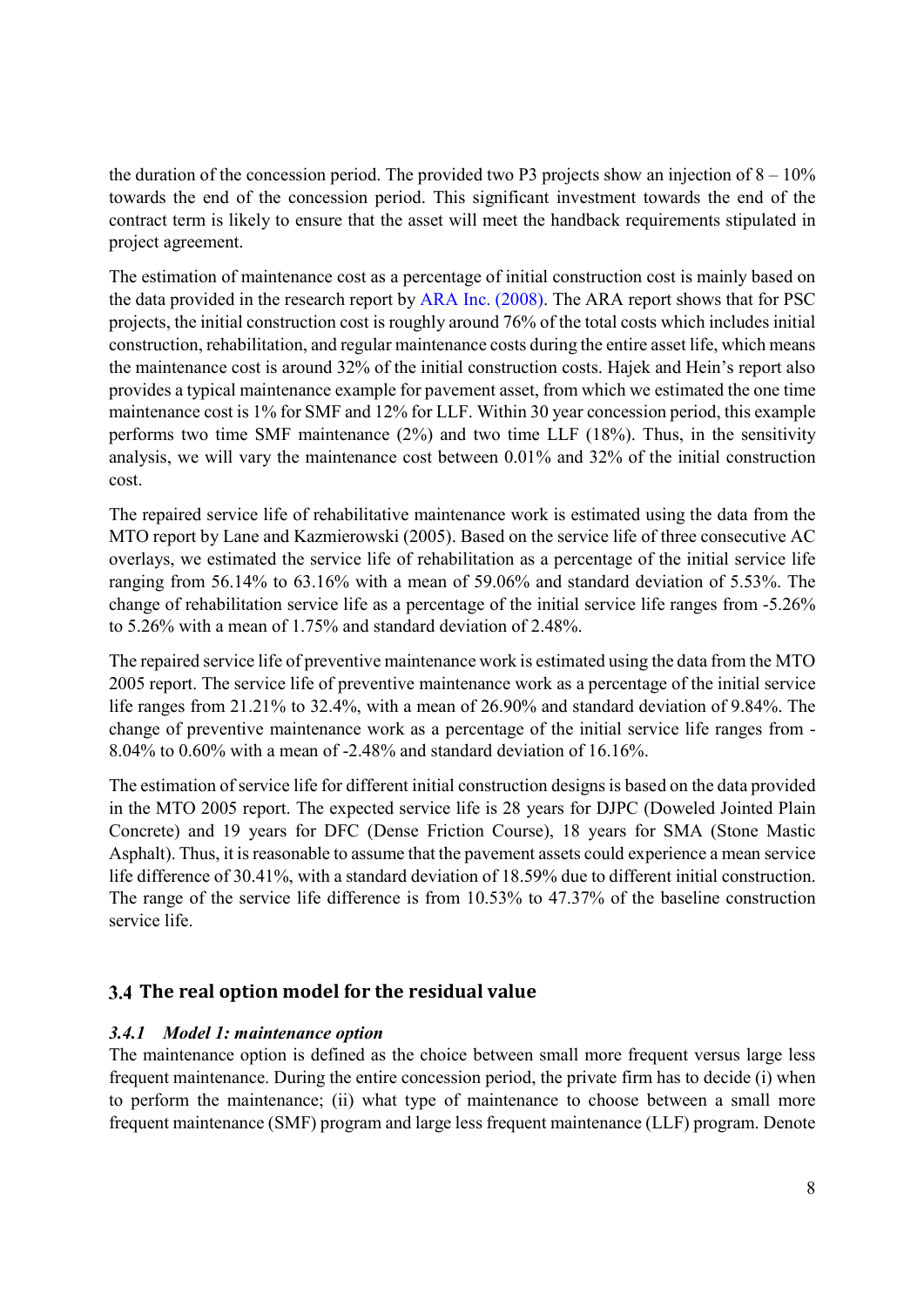the duration of the concession period. The provided two P3 projects show an injection of 8 – 10% towards the end of the concession period. This significant investment towards the end of the contract term is likely to ensure that the asset will meet the handback requirements stipulated in project agreement.

The estimation of maintenance cost as a percentage of initial construction cost is mainly based on the data provided in the research report by ARA Inc. (2008). The ARA report shows that for PSC projects, the initial construction cost is roughly around 76% of the total costs which includes initial construction, rehabilitation, and regular maintenance costs during the entire asset life, which means the maintenance cost is around 32% of the initial construction costs. Hajek and Hein's report also provides a typical maintenance example for pavement asset, from which we estimated the one time maintenance cost is 1% for SMF and 12% for LLF. Within 30 year concession period, this example performs two time SMF maintenance (2%) and two time LLF (18%). Thus, in the sensitivity analysis, we will vary the maintenance cost between 0.01% and 32% of the initial construction cost.

The repaired service life of rehabilitative maintenance work is estimated using the data from the MTO report by Lane and Kazmierowski (2005). Based on the service life of three consecutive AC overlays, we estimated the service life of rehabilitation as a percentage of the initial service life ranging from 56.14% to 63.16% with a mean of 59.06% and standard deviation of 5.53%. The change of rehabilitation service life as a percentage of the initial service life ranges from -5.26% to 5.26% with a mean of 1.75% and standard deviation of 2.48%.

The repaired service life of preventive maintenance work is estimated using the data from the MTO 2005 report. The service life of preventive maintenance work as a percentage of the initial service life ranges from 21.21% to 32.4%, with a mean of 26.90% and standard deviation of 9.84%. The change of preventive maintenance work as a percentage of the initial service life ranges from -8.04% to 0.60% with a mean of -2.48% and standard deviation of 16.16%.

The estimation of service life for different initial construction designs is based on the data provided in the MTO 2005 report. The expected service life is 28 years for DJPC (Doweled Jointed Plain Concrete) and 19 years for DFC (Dense Friction Course), 18 years for SMA (Stone Mastic Asphalt). Thus, it is reasonable to assume that the pavement assets could experience a mean service life difference of 30.41%, with a standard deviation of 18.59% due to different initial construction. The range of the service life difference is from 10.53% to 47.37% of the baseline construction service life.

## 3.4 The real option model for the residual value

### *3.4.1 Model 1: maintenance option*

The maintenance option is defined as the choice between small more frequent versus large less frequent maintenance. During the entire concession period, the private firm has to decide (i) when to perform the maintenance; (ii) what type of maintenance to choose between a small more frequent maintenance (SMF) program and large less frequent maintenance (LLF) program. Denote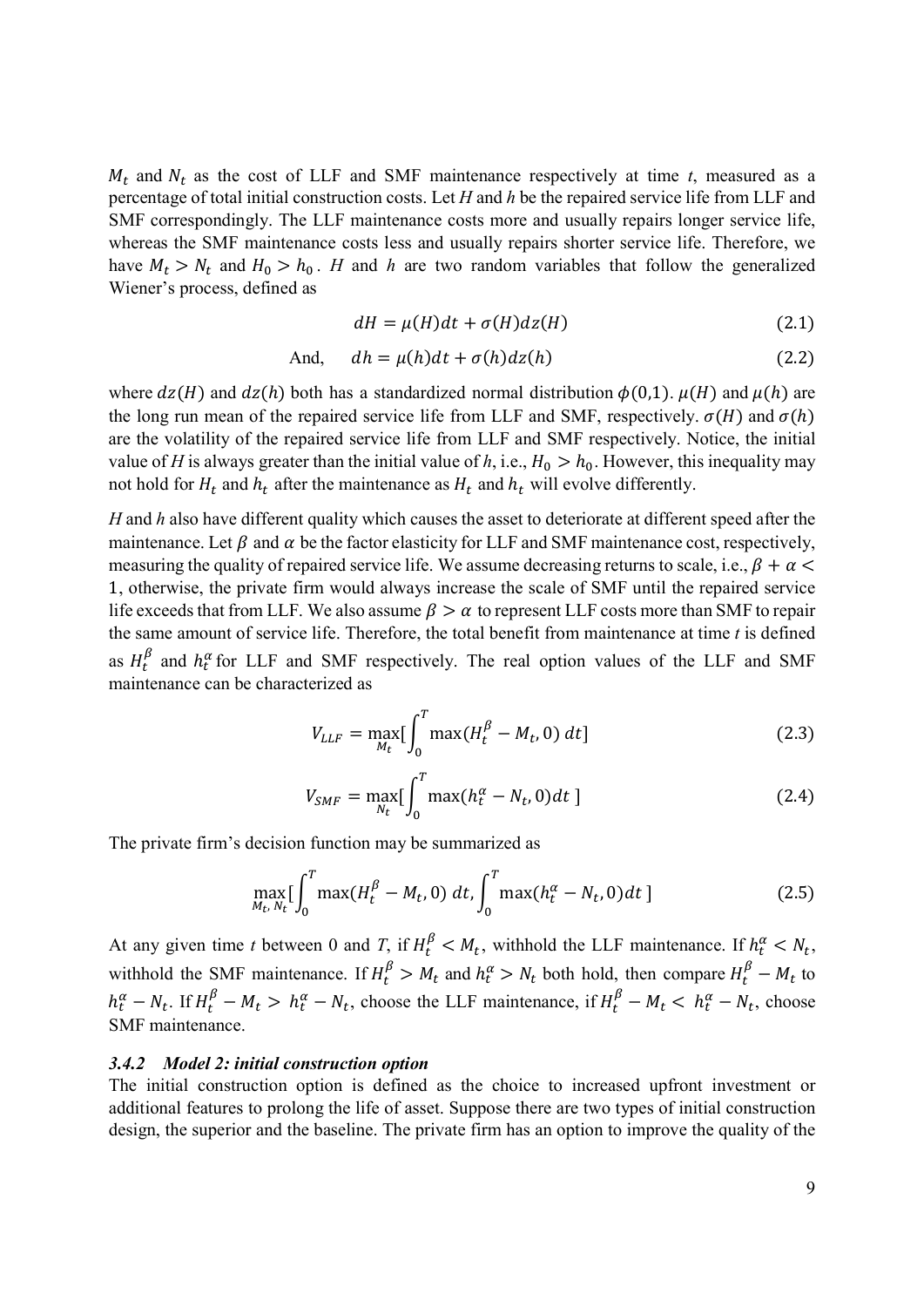$M_t$ and $N_t$ as the cost of LLF and SMF maintenance respectively at time $t$, measured as a percentage of total initial construction costs. Let $H$ and $h$ be the repaired service life from LLF and SMF correspondingly. The LLF maintenance costs more and usually repairs longer service life, whereas the SMF maintenance costs less and usually repairs shorter service life. Therefore, we have $M_t > N_t$ and $H_0 > h_0$. $H$ and $h$ are two random variables that follow the generalized Wiener's process, defined as

$$dH = \mu(H)dt + \sigma(H)dz(H) \tag{2.1}$$

And, $$dh = \mu(h)dt + \sigma(h)dz(h) \tag{2.2}$$

where $dz(H)$ and $dz(h)$ both has a standardized normal distribution $\phi(0,1)$. $\mu(H)$ and $\mu(h)$ are the long run mean of the repaired service life from LLF and SMF, respectively. $\sigma(H)$ and $\sigma(h)$ are the volatility of the repaired service life from LLF and SMF respectively. Notice, the initial value of $H$ is always greater than the initial value of $h$, i.e., $H_0 > h_0$. However, this inequality may not hold for $H_t$ and $h_t$ after the maintenance as $H_t$ and $h_t$ will evolve differently.

$H$ and $h$ also have different quality which causes the asset to deteriorate at different speed after the maintenance. Let $\beta$ and $\alpha$ be the factor elasticity for LLF and SMF maintenance cost, respectively, measuring the quality of repaired service life. We assume decreasing returns to scale, i.e., $\beta + \alpha < 1$, otherwise, the private firm would always increase the scale of SMF until the repaired service life exceeds that from LLF. We also assume $\beta > \alpha$ to represent LLF costs more than SMF to repair the same amount of service life. Therefore, the total benefit from maintenance at time $t$ is defined as $H_t^{\beta}$ and $h_t^{\alpha}$ for LLF and SMF respectively. The real option values of the LLF and SMF maintenance can be characterized as

$$V_{LLF} = \max_{M_t}\left[\int_0^T \max(H_t^{\beta} - M_t, 0)\, dt\right] \tag{2.3}$$

$$V_{SMF} = \max_{N_t}\left[\int_0^T \max(h_t^{\alpha} - N_t, 0) dt\ \right] \tag{2.4}$$

The private firm's decision function may be summarized as

$$\max_{M_t, N_t}\left[\int_0^T \max(H_t^{\beta} - M_t, 0)\, dt, \int_0^T \max(h_t^{\alpha} - N_t, 0) dt\ \right] \tag{2.5}$$

At any given time $t$ between 0 and $T$, if $H_t^{\beta} < M_t$, withhold the LLF maintenance. If $h_t^{\alpha} < N_t$, withhold the SMF maintenance. If $H_t^{\beta} > M_t$ and $h_t^{\alpha} > N_t$ both hold, then compare $H_t^{\beta} - M_t$ to $h_t^{\alpha} - N_t$. If $H_t^{\beta} - M_t > h_t^{\alpha} - N_t$, choose the LLF maintenance, if $H_t^{\beta} - M_t < h_t^{\alpha} - N_t$, choose SMF maintenance.

### *3.4.2 Model 2: initial construction option*

The initial construction option is defined as the choice to increased upfront investment or additional features to prolong the life of asset. Suppose there are two types of initial construction design, the superior and the baseline. The private firm has an option to improve the quality of the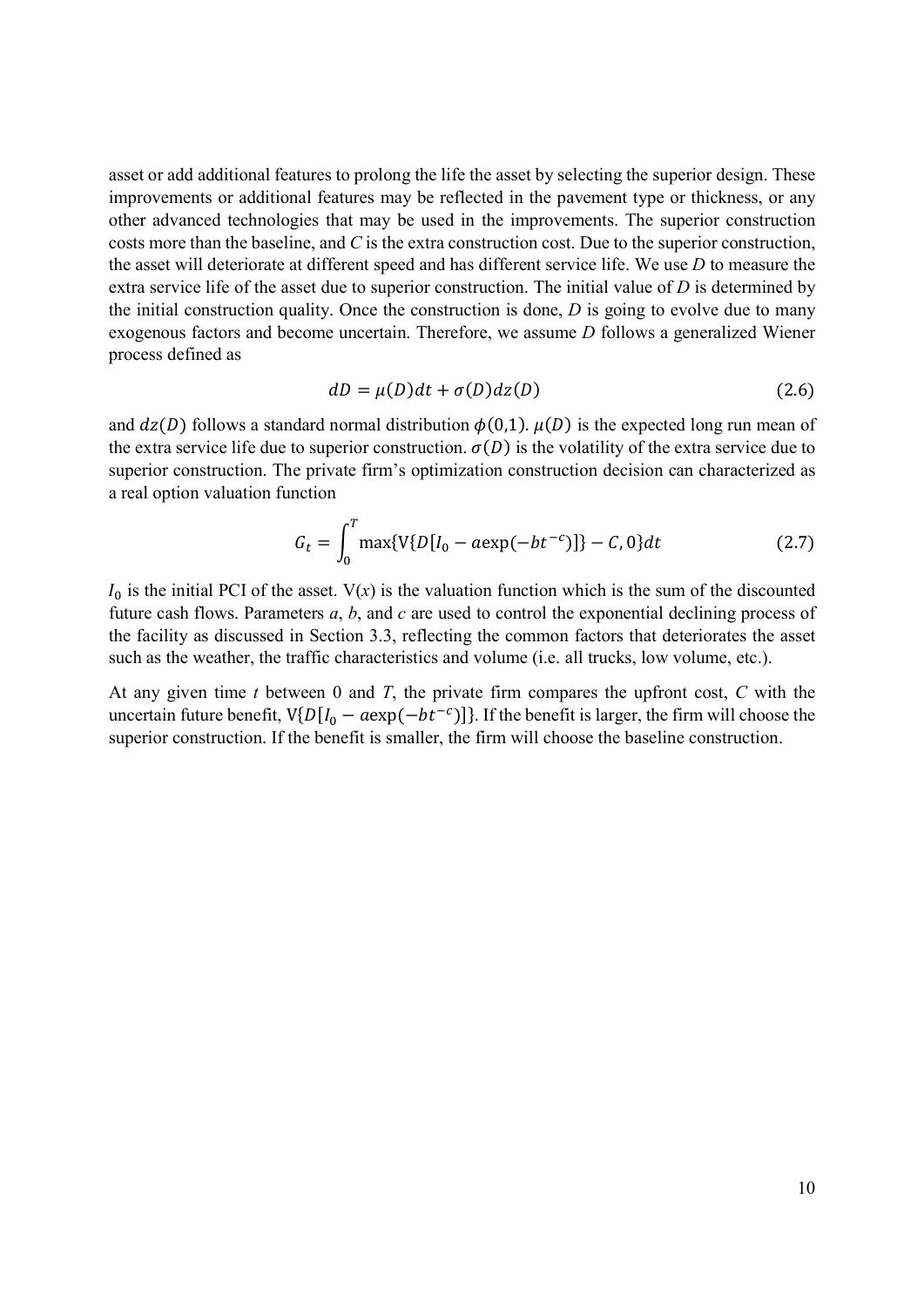asset or add additional features to prolong the life the asset by selecting the superior design. These improvements or additional features may be reflected in the pavement type or thickness, or any other advanced technologies that may be used in the improvements. The superior construction costs more than the baseline, and *C* is the extra construction cost. Due to the superior construction, the asset will deteriorate at different speed and has different service life. We use *D* to measure the extra service life of the asset due to superior construction. The initial value of *D* is determined by the initial construction quality. Once the construction is done, *D* is going to evolve due to many exogenous factors and become uncertain. Therefore, we assume *D* follows a generalized Wiener process defined as

$$dD = \mu(D)dt + \sigma(D)dz(D) \tag{2.6}$$

and $dz(D)$ follows a standard normal distribution $\phi(0,1)$. $\mu(D)$ is the expected long run mean of the extra service life due to superior construction. $\sigma(D)$ is the volatility of the extra service due to superior construction. The private firm's optimization construction decision can characterized as a real option valuation function

$$G_t = \int_0^T \max\{\mathrm{V}\{D[I_0 - a\exp(-bt^{-c})]\} - C, 0\}dt \tag{2.7}$$

$I_0$ is the initial PCI of the asset. V(*x*) is the valuation function which is the sum of the discounted future cash flows. Parameters *a*, *b*, and *c* are used to control the exponential declining process of the facility as discussed in Section 3.3, reflecting the common factors that deteriorates the asset such as the weather, the traffic characteristics and volume (i.e. all trucks, low volume, etc.).

At any given time *t* between 0 and *T*, the private firm compares the upfront cost, *C* with the uncertain future benefit, $\mathrm{V}\{D[I_0 - a\exp(-bt^{-c})]\}$. If the benefit is larger, the firm will choose the superior construction. If the benefit is smaller, the firm will choose the baseline construction.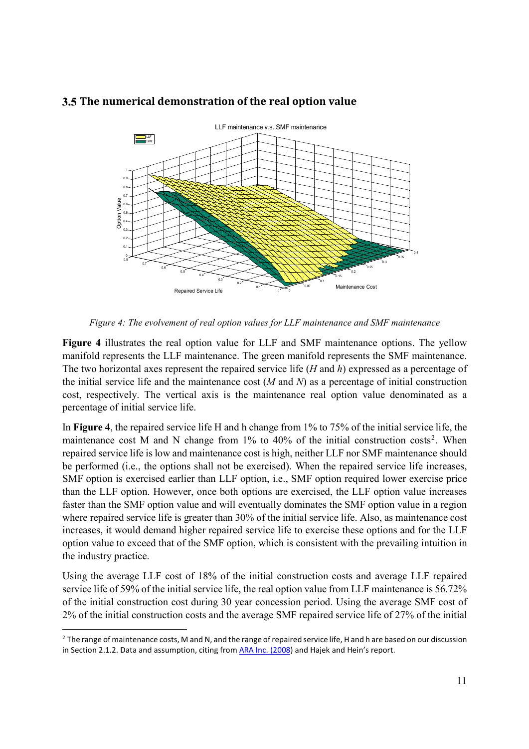## 3.5 The numerical demonstration of the real option value

LLF maintenance v.s. SMF maintenance

LLF
SMF

Option Value

1
0.9
0.8
0.7
0.6
0.5
0.4
0.3
0.2
0.1
0

Repaired Service Life

0.8
0.7
0.6
0.5
0.4
0.3
0.2
0.1
0

Maintenance Cost

0
0.05
0.1
0.15
0.2
0.25
0.3
0.35
0.4

*Figure 4: The evolvement of real option values for LLF maintenance and SMF maintenance*

**Figure 4** illustrates the real option value for LLF and SMF maintenance options. The yellow manifold represents the LLF maintenance. The green manifold represents the SMF maintenance. The two horizontal axes represent the repaired service life (*H* and *h*) expressed as a percentage of the initial service life and the maintenance cost (*M* and *N*) as a percentage of initial construction cost, respectively. The vertical axis is the maintenance real option value denominated as a percentage of initial service life.

In **Figure 4**, the repaired service life H and h change from 1% to 75% of the initial service life, the maintenance cost M and N change from 1% to 40% of the initial construction costs[2]. When repaired service life is low and maintenance cost is high, neither LLF nor SMF maintenance should be performed (i.e., the options shall not be exercised). When the repaired service life increases, SMF option is exercised earlier than LLF option, i.e., SMF option required lower exercise price than the LLF option. However, once both options are exercised, the LLF option value increases faster than the SMF option value and will eventually dominates the SMF option value in a region where repaired service life is greater than 30% of the initial service life. Also, as maintenance cost increases, it would demand higher repaired service life to exercise these options and for the LLF option value to exceed that of the SMF option, which is consistent with the prevailing intuition in the industry practice.

Using the average LLF cost of 18% of the initial construction costs and average LLF repaired service life of 59% of the initial service life, the real option value from LLF maintenance is 56.72% of the initial construction cost during 30 year concession period. Using the average SMF cost of 2% of the initial construction costs and the average SMF repaired service life of 27% of the initial

[2] The range of maintenance costs, M and N, and the range of repaired service life, H and h are based on our discussion in Section 2.1.2. Data and assumption, citing from ARA Inc. (2008) and Hajek and Hein's report.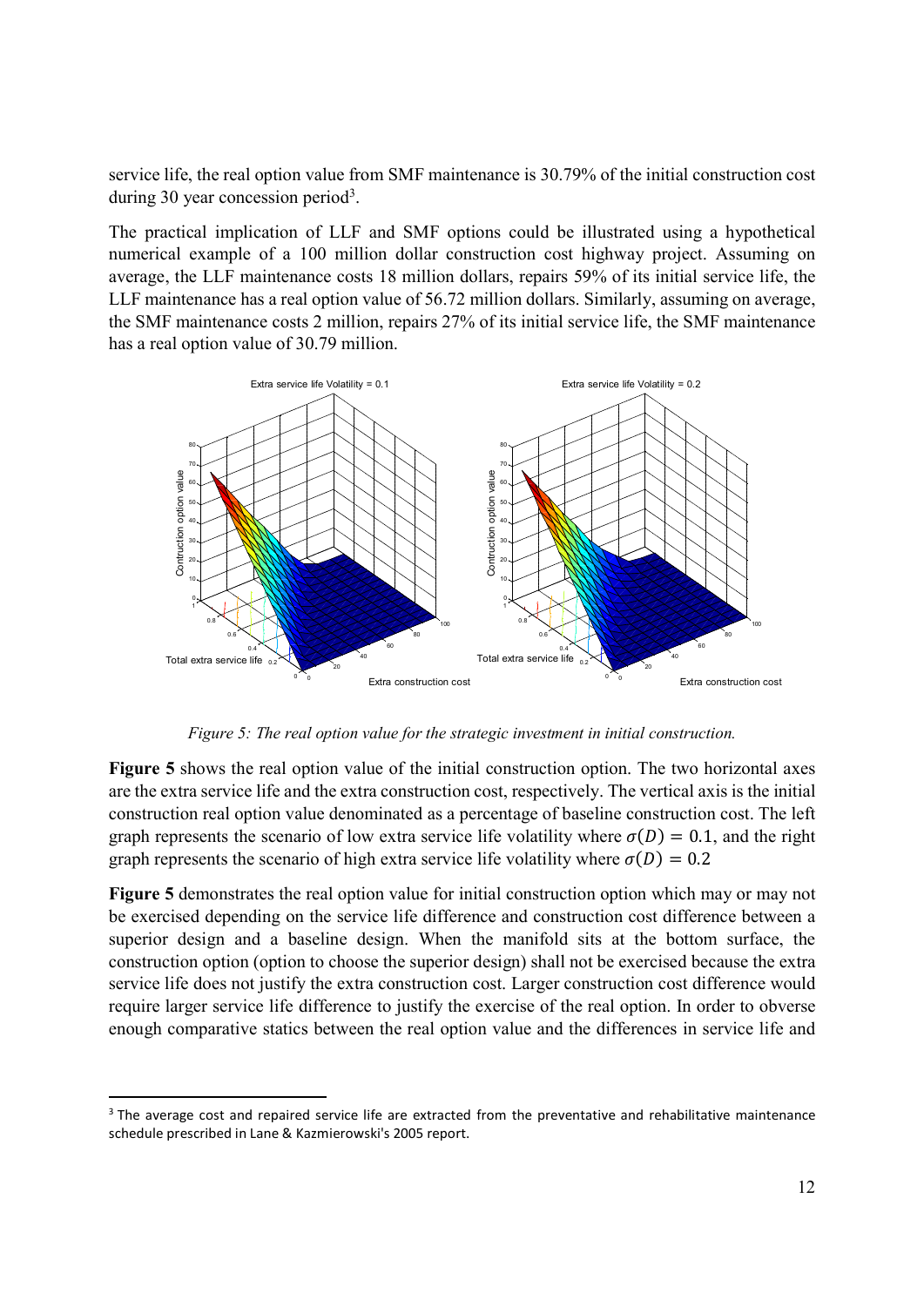service life, the real option value from SMF maintenance is 30.79% of the initial construction cost during 30 year concession period[3].

The practical implication of LLF and SMF options could be illustrated using a hypothetical numerical example of a 100 million dollar construction cost highway project. Assuming on average, the LLF maintenance costs 18 million dollars, repairs 59% of its initial service life, the LLF maintenance has a real option value of 56.72 million dollars. Similarly, assuming on average, the SMF maintenance costs 2 million, repairs 27% of its initial service life, the SMF maintenance has a real option value of 30.79 million.

Extra service life Volatility = 0.1

Contruction option value

Total extra service life

Extra construction cost

Extra service life Volatility = 0.2

Contruction option value

Total extra service life

Extra construction cost

*Figure 5: The real option value for the strategic investment in initial construction.*

**Figure 5** shows the real option value of the initial construction option. The two horizontal axes are the extra service life and the extra construction cost, respectively. The vertical axis is the initial construction real option value denominated as a percentage of baseline construction cost. The left graph represents the scenario of low extra service life volatility where $\sigma(D) = 0.1$, and the right graph represents the scenario of high extra service life volatility where $\sigma(D) = 0.2$

**Figure 5** demonstrates the real option value for initial construction option which may or may not be exercised depending on the service life difference and construction cost difference between a superior design and a baseline design. When the manifold sits at the bottom surface, the construction option (option to choose the superior design) shall not be exercised because the extra service life does not justify the extra construction cost. Larger construction cost difference would require larger service life difference to justify the exercise of the real option. In order to obverse enough comparative statics between the real option value and the differences in service life and

[3] The average cost and repaired service life are extracted from the preventative and rehabilitative maintenance schedule prescribed in Lane & Kazmierowski's 2005 report.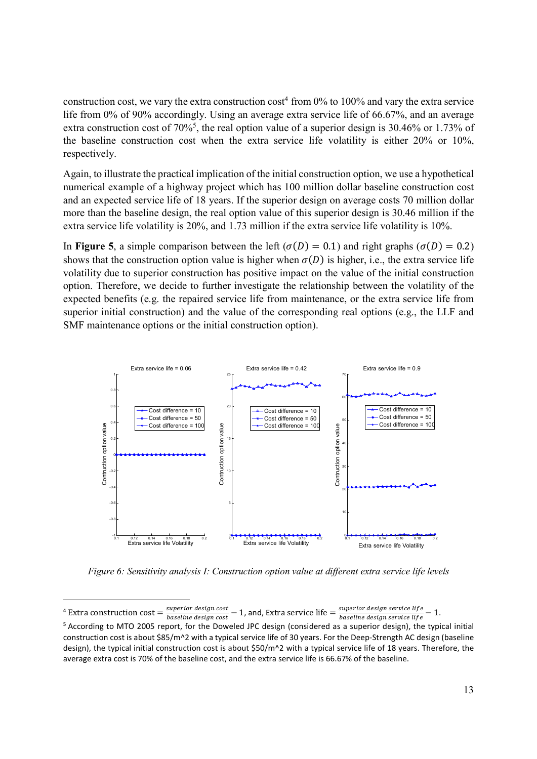construction cost, we vary the extra construction cost[4] from 0% to 100% and vary the extra service life from 0% of 90% accordingly. Using an average extra service life of 66.67%, and an average extra construction cost of 70%[5], the real option value of a superior design is 30.46% or 1.73% of the baseline construction cost when the extra service life volatility is either 20% or 10%, respectively.

Again, to illustrate the practical implication of the initial construction option, we use a hypothetical numerical example of a highway project which has 100 million dollar baseline construction cost and an expected service life of 18 years. If the superior design on average costs 70 million dollar more than the baseline design, the real option value of this superior design is 30.46 million if the extra service life volatility is 20%, and 1.73 million if the extra service life volatility is 10%.

In **Figure 5**, a simple comparison between the left ($\sigma(D) = 0.1$) and right graphs ($\sigma(D) = 0.2$) shows that the construction option value is higher when $\sigma(D)$ is higher, i.e., the extra service life volatility due to superior construction has positive impact on the value of the initial construction option. Therefore, we decide to further investigate the relationship between the volatility of the expected benefits (e.g. the repaired service life from maintenance, or the extra service life from superior initial construction) and the value of the corresponding real options (e.g., the LLF and SMF maintenance options or the initial construction option).

Extra service life = 0.06
Extra service life = 0.42
Extra service life = 0.9
Cost difference = 10
Cost difference = 50
Cost difference = 100
Contruction option value
Extra service life Volatility

*Figure 6: Sensitivity analysis I: Construction option value at different extra service life levels*

[4] Extra construction cost $= \frac{superior\ design\ cost}{baseline\ design\ cost} - 1$, and, Extra service life $= \frac{superior\ design\ service\ life}{baseline\ design\ service\ life} - 1$.

[5] According to MTO 2005 report, for the Doweled JPC design (considered as a superior design), the typical initial construction cost is about \$85/m^2 with a typical service life of 30 years. For the Deep-Strength AC design (baseline design), the typical initial construction cost is about \$50/m^2 with a typical service life of 18 years. Therefore, the average extra cost is 70% of the baseline cost, and the extra service life is 66.67% of the baseline.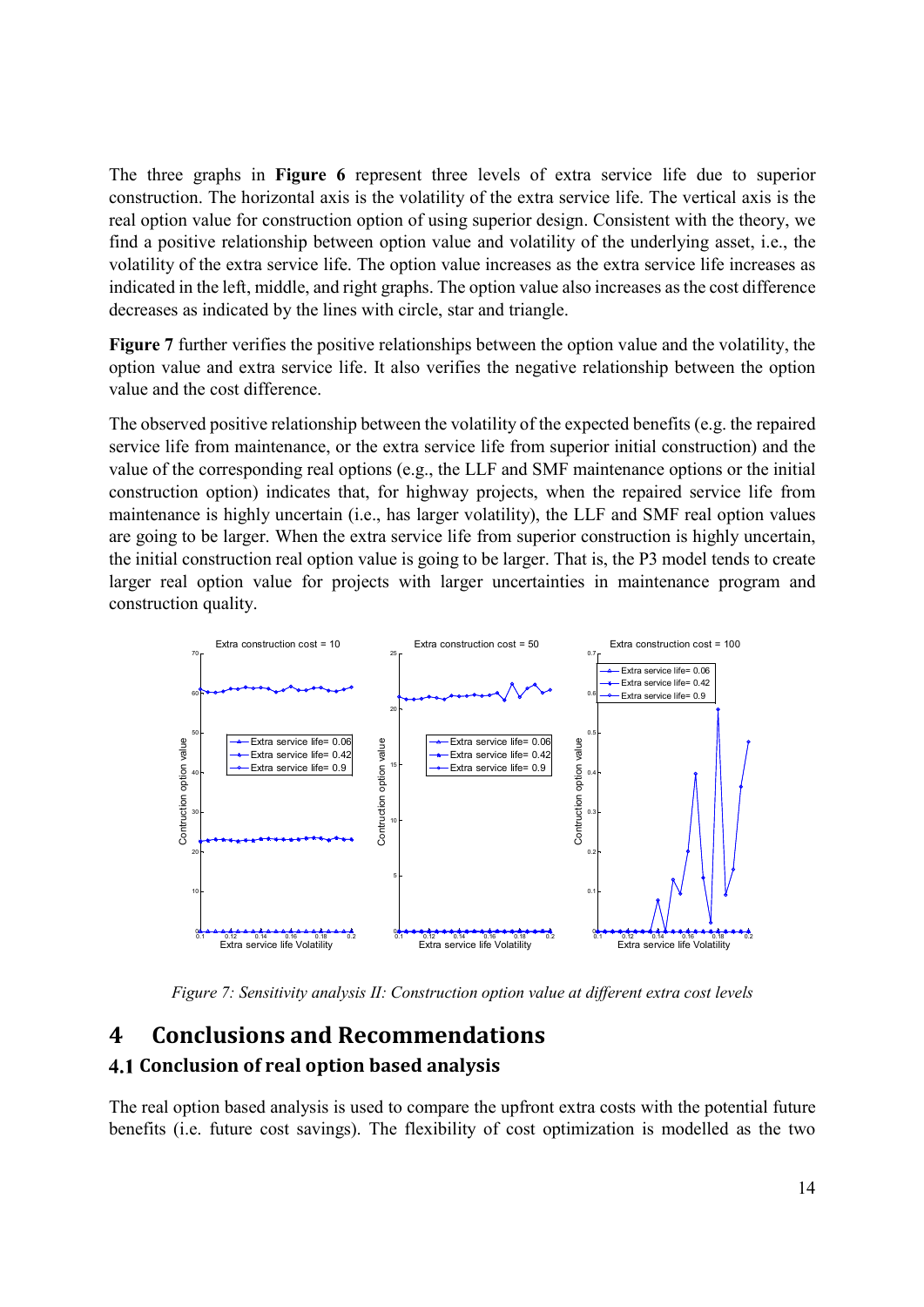The three graphs in **Figure 6** represent three levels of extra service life due to superior construction. The horizontal axis is the volatility of the extra service life. The vertical axis is the real option value for construction option of using superior design. Consistent with the theory, we find a positive relationship between option value and volatility of the underlying asset, i.e., the volatility of the extra service life. The option value increases as the extra service life increases as indicated in the left, middle, and right graphs. The option value also increases as the cost difference decreases as indicated by the lines with circle, star and triangle.

**Figure 7** further verifies the positive relationships between the option value and the volatility, the option value and extra service life. It also verifies the negative relationship between the option value and the cost difference.

The observed positive relationship between the volatility of the expected benefits (e.g. the repaired service life from maintenance, or the extra service life from superior initial construction) and the value of the corresponding real options (e.g., the LLF and SMF maintenance options or the initial construction option) indicates that, for highway projects, when the repaired service life from maintenance is highly uncertain (i.e., has larger volatility), the LLF and SMF real option values are going to be larger. When the extra service life from superior construction is highly uncertain, the initial construction real option value is going to be larger. That is, the P3 model tends to create larger real option value for projects with larger uncertainties in maintenance program and construction quality.

Extra construction cost = 10
Extra construction cost = 50
Extra construction cost = 100
Contruction option value
Extra service life Volatility
Extra service life= 0.06
Extra service life= 0.42
Extra service life= 0.9

*Figure 7: Sensitivity analysis II: Construction option value at different extra cost levels*

# 4 Conclusions and Recommendations

## 4.1 Conclusion of real option based analysis

The real option based analysis is used to compare the upfront extra costs with the potential future benefits (i.e. future cost savings). The flexibility of cost optimization is modelled as the two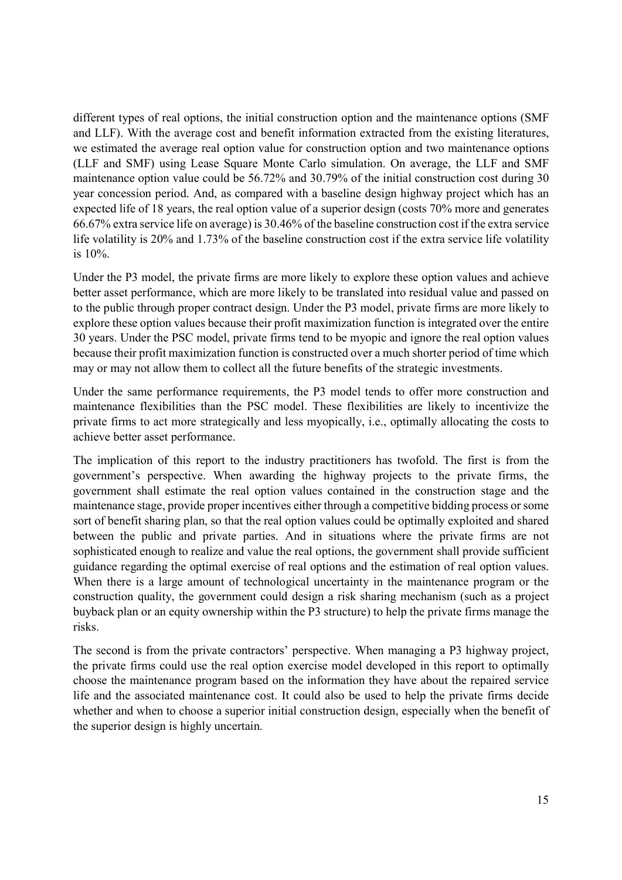different types of real options, the initial construction option and the maintenance options (SMF and LLF). With the average cost and benefit information extracted from the existing literatures, we estimated the average real option value for construction option and two maintenance options (LLF and SMF) using Lease Square Monte Carlo simulation. On average, the LLF and SMF maintenance option value could be 56.72% and 30.79% of the initial construction cost during 30 year concession period. And, as compared with a baseline design highway project which has an expected life of 18 years, the real option value of a superior design (costs 70% more and generates 66.67% extra service life on average) is 30.46% of the baseline construction cost if the extra service life volatility is 20% and 1.73% of the baseline construction cost if the extra service life volatility is 10%.

Under the P3 model, the private firms are more likely to explore these option values and achieve better asset performance, which are more likely to be translated into residual value and passed on to the public through proper contract design. Under the P3 model, private firms are more likely to explore these option values because their profit maximization function is integrated over the entire 30 years. Under the PSC model, private firms tend to be myopic and ignore the real option values because their profit maximization function is constructed over a much shorter period of time which may or may not allow them to collect all the future benefits of the strategic investments.

Under the same performance requirements, the P3 model tends to offer more construction and maintenance flexibilities than the PSC model. These flexibilities are likely to incentivize the private firms to act more strategically and less myopically, i.e., optimally allocating the costs to achieve better asset performance.

The implication of this report to the industry practitioners has twofold. The first is from the government's perspective. When awarding the highway projects to the private firms, the government shall estimate the real option values contained in the construction stage and the maintenance stage, provide proper incentives either through a competitive bidding process or some sort of benefit sharing plan, so that the real option values could be optimally exploited and shared between the public and private parties. And in situations where the private firms are not sophisticated enough to realize and value the real options, the government shall provide sufficient guidance regarding the optimal exercise of real options and the estimation of real option values. When there is a large amount of technological uncertainty in the maintenance program or the construction quality, the government could design a risk sharing mechanism (such as a project buyback plan or an equity ownership within the P3 structure) to help the private firms manage the risks.

The second is from the private contractors' perspective. When managing a P3 highway project, the private firms could use the real option exercise model developed in this report to optimally choose the maintenance program based on the information they have about the repaired service life and the associated maintenance cost. It could also be used to help the private firms decide whether and when to choose a superior initial construction design, especially when the benefit of the superior design is highly uncertain.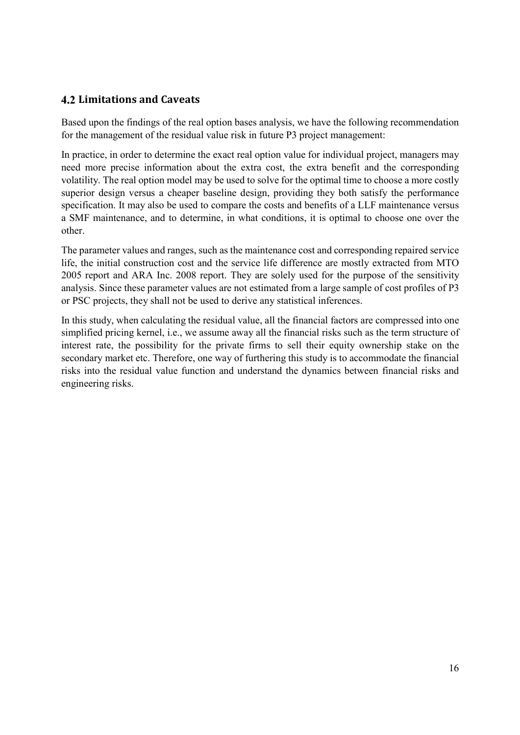## 4.2 Limitations and Caveats

Based upon the findings of the real option bases analysis, we have the following recommendation for the management of the residual value risk in future P3 project management:

In practice, in order to determine the exact real option value for individual project, managers may need more precise information about the extra cost, the extra benefit and the corresponding volatility. The real option model may be used to solve for the optimal time to choose a more costly superior design versus a cheaper baseline design, providing they both satisfy the performance specification. It may also be used to compare the costs and benefits of a LLF maintenance versus a SMF maintenance, and to determine, in what conditions, it is optimal to choose one over the other.

The parameter values and ranges, such as the maintenance cost and corresponding repaired service life, the initial construction cost and the service life difference are mostly extracted from MTO 2005 report and ARA Inc. 2008 report. They are solely used for the purpose of the sensitivity analysis. Since these parameter values are not estimated from a large sample of cost profiles of P3 or PSC projects, they shall not be used to derive any statistical inferences.

In this study, when calculating the residual value, all the financial factors are compressed into one simplified pricing kernel, i.e., we assume away all the financial risks such as the term structure of interest rate, the possibility for the private firms to sell their equity ownership stake on the secondary market etc. Therefore, one way of furthering this study is to accommodate the financial risks into the residual value function and understand the dynamics between financial risks and engineering risks.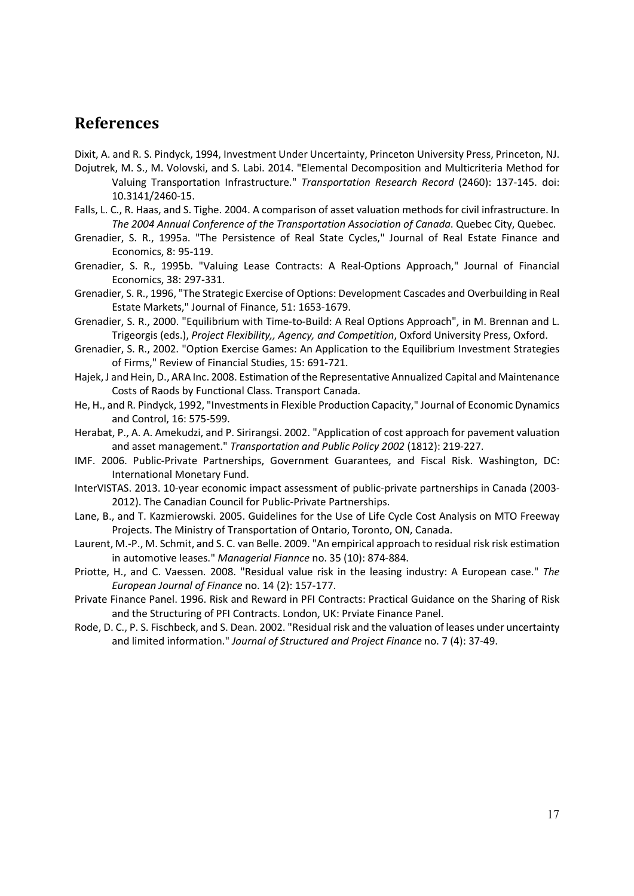# References

Dixit, A. and R. S. Pindyck, 1994, Investment Under Uncertainty, Princeton University Press, Princeton, NJ.

Dojutrek, M. S., M. Volovski, and S. Labi. 2014. "Elemental Decomposition and Multicriteria Method for Valuing Transportation Infrastructure." *Transportation Research Record* (2460): 137-145. doi: 10.3141/2460-15.

Falls, L. C., R. Haas, and S. Tighe. 2004. A comparison of asset valuation methods for civil infrastructure. In *The 2004 Annual Conference of the Transportation Association of Canada*. Quebec City, Quebec.

Grenadier, S. R., 1995a. "The Persistence of Real State Cycles," Journal of Real Estate Finance and Economics, 8: 95-119.

Grenadier, S. R., 1995b. "Valuing Lease Contracts: A Real-Options Approach," Journal of Financial Economics, 38: 297-331.

Grenadier, S. R., 1996, "The Strategic Exercise of Options: Development Cascades and Overbuilding in Real Estate Markets," Journal of Finance, 51: 1653-1679.

Grenadier, S. R., 2000. "Equilibrium with Time-to-Build: A Real Options Approach", in M. Brennan and L. Trigeorgis (eds.), *Project Flexibility,, Agency, and Competition*, Oxford University Press, Oxford.

Grenadier, S. R., 2002. "Option Exercise Games: An Application to the Equilibrium Investment Strategies of Firms," Review of Financial Studies, 15: 691-721.

Hajek, J and Hein, D., ARA Inc. 2008. Estimation of the Representative Annualized Capital and Maintenance Costs of Raods by Functional Class. Transport Canada.

He, H., and R. Pindyck, 1992, "Investments in Flexible Production Capacity," Journal of Economic Dynamics and Control, 16: 575-599.

Herabat, P., A. A. Amekudzi, and P. Sirirangsi. 2002. "Application of cost approach for pavement valuation and asset management." *Transportation and Public Policy 2002* (1812): 219-227.

IMF. 2006. Public-Private Partnerships, Government Guarantees, and Fiscal Risk. Washington, DC: International Monetary Fund.

InterVISTAS. 2013. 10-year economic impact assessment of public-private partnerships in Canada (2003-2012). The Canadian Council for Public-Private Partnerships.

Lane, B., and T. Kazmierowski. 2005. Guidelines for the Use of Life Cycle Cost Analysis on MTO Freeway Projects. The Ministry of Transportation of Ontario, Toronto, ON, Canada.

Laurent, M.-P., M. Schmit, and S. C. van Belle. 2009. "An empirical approach to residual risk risk estimation in automotive leases." *Managerial Fiannce* no. 35 (10): 874-884.

Priotte, H., and C. Vaessen. 2008. "Residual value risk in the leasing industry: A European case." *The European Journal of Finance* no. 14 (2): 157-177.

Private Finance Panel. 1996. Risk and Reward in PFI Contracts: Practical Guidance on the Sharing of Risk and the Structuring of PFI Contracts. London, UK: Prviate Finance Panel.

Rode, D. C., P. S. Fischbeck, and S. Dean. 2002. "Residual risk and the valuation of leases under uncertainty and limited information." *Journal of Structured and Project Finance* no. 7 (4): 37-49.